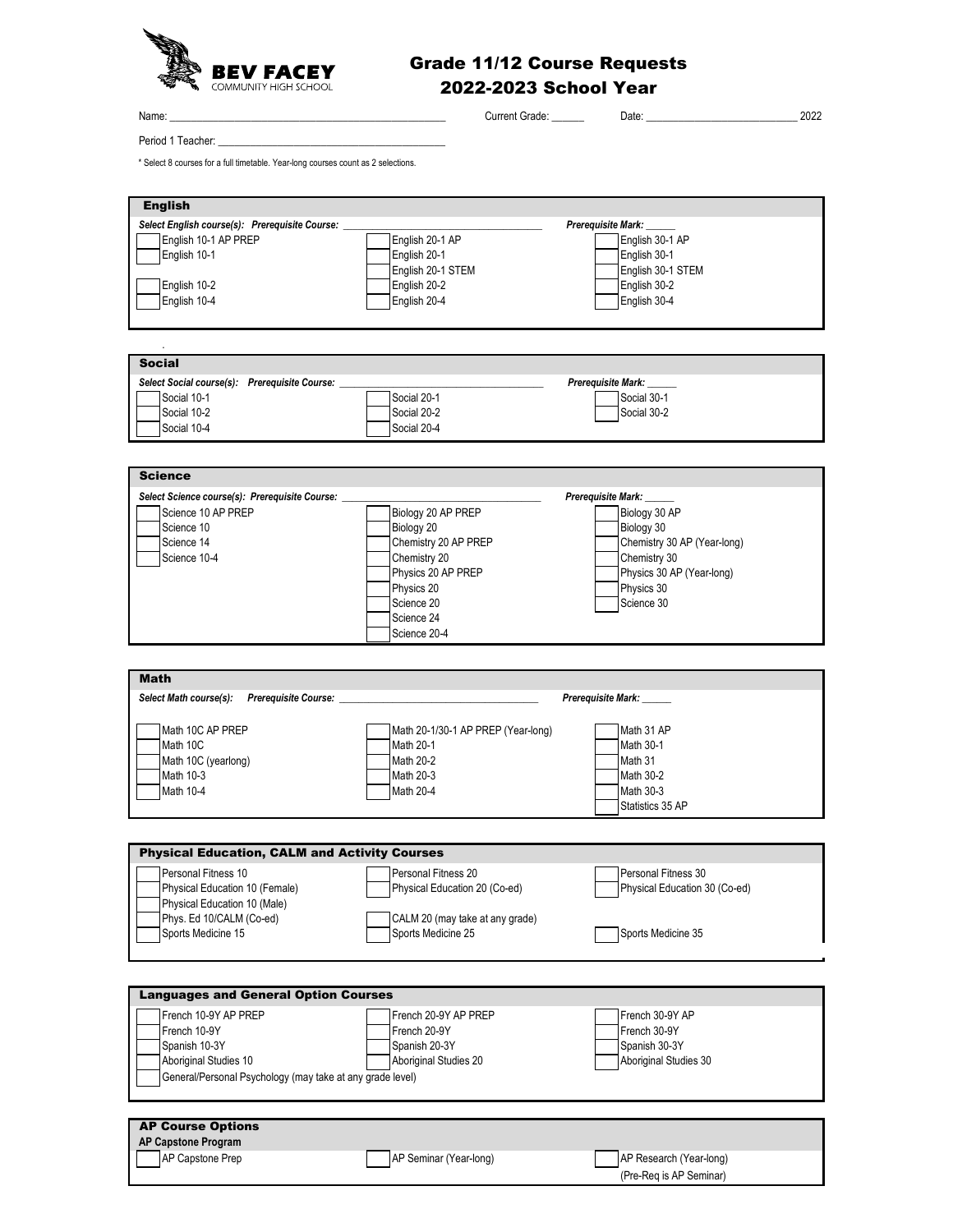BEV FACEY COMMUNITY HIGH SCHOOL

# Grade 11/12 Course Requests
# 2022-2023 School Year

Name: ______________________ Current Grade: ______ Date: ______________ 2022

Period 1 Teacher: ______________________

* Select 8 courses for a full timetable. Year-long courses count as 2 selections.

## English

*Select English course(s): Prerequisite Course:* ______________ *Prerequisite Mark:* ______

| | | |
|---|---|---|
| ☐ English 10-1 AP PREP | ☐ English 20-1 AP | ☐ English 30-1 AP |
| ☐ English 10-1 | ☐ English 20-1 | ☐ English 30-1 |
| | ☐ English 20-1 STEM | ☐ English 30-1 STEM |
| ☐ English 10-2 | ☐ English 20-2 | ☐ English 30-2 |
| ☐ English 10-4 | ☐ English 20-4 | ☐ English 30-4 |

## Social

*Select Social course(s): Prerequisite Course:* ______________ *Prerequisite Mark:* ______

| | | |
|---|---|---|
| ☐ Social 10-1 | ☐ Social 20-1 | ☐ Social 30-1 |
| ☐ Social 10-2 | ☐ Social 20-2 | ☐ Social 30-2 |
| ☐ Social 10-4 | ☐ Social 20-4 | |

## Science

*Select Science course(s): Prerequisite Course:* ______________ *Prerequisite Mark:* ______

| | | |
|---|---|---|
| ☐ Science 10 AP PREP | ☐ Biology 20 AP PREP | ☐ Biology 30 AP |
| ☐ Science 10 | ☐ Biology 20 | ☐ Biology 30 |
| ☐ Science 14 | ☐ Chemistry 20 AP PREP | ☐ Chemistry 30 AP (Year-long) |
| ☐ Science 10-4 | ☐ Chemistry 20 | ☐ Chemistry 30 |
| | ☐ Physics 20 AP PREP | ☐ Physics 30 AP (Year-long) |
| | ☐ Physics 20 | ☐ Physics 30 |
| | ☐ Science 20 | ☐ Science 30 |
| | ☐ Science 24 | |
| | ☐ Science 20-4 | |

## Math

*Select Math course(s): Prerequisite Course:* ______________ *Prerequisite Mark:* ______

| | | |
|---|---|---|
| ☐ Math 10C AP PREP | ☐ Math 20-1/30-1 AP PREP (Year-long) | ☐ Math 31 AP |
| ☐ Math 10C | ☐ Math 20-1 | ☐ Math 30-1 |
| ☐ Math 10C (yearlong) | ☐ Math 20-2 | ☐ Math 31 |
| ☐ Math 10-3 | ☐ Math 20-3 | ☐ Math 30-2 |
| ☐ Math 10-4 | ☐ Math 20-4 | ☐ Math 30-3 |
| | | ☐ Statistics 35 AP |

## Physical Education, CALM and Activity Courses

| | | |
|---|---|---|
| ☐ Personal Fitness 10 | ☐ Personal Fitness 20 | ☐ Personal Fitness 30 |
| ☐ Physical Education 10 (Female) | ☐ Physical Education 20 (Co-ed) | ☐ Physical Education 30 (Co-ed) |
| ☐ Physical Education 10 (Male) | | |
| ☐ Phys. Ed 10/CALM (Co-ed) | ☐ CALM 20 (may take at any grade) | |
| ☐ Sports Medicine 15 | ☐ Sports Medicine 25 | ☐ Sports Medicine 35 |

## Languages and General Option Courses

| | | |
|---|---|---|
| ☐ French 10-9Y AP PREP | ☐ French 20-9Y AP PREP | ☐ French 30-9Y AP |
| ☐ French 10-9Y | ☐ French 20-9Y | ☐ French 30-9Y |
| ☐ Spanish 10-3Y | ☐ Spanish 20-3Y | ☐ Spanish 30-3Y |
| ☐ Aboriginal Studies 10 | ☐ Aboriginal Studies 20 | ☐ Aboriginal Studies 30 |

☐ General/Personal Psychology (may take at any grade level)

## AP Course Options

**AP Capstone Program**

| | | |
|---|---|---|
| ☐ AP Capstone Prep | ☐ AP Seminar (Year-long) | ☐ AP Research (Year-long) (Pre-Req is AP Seminar) |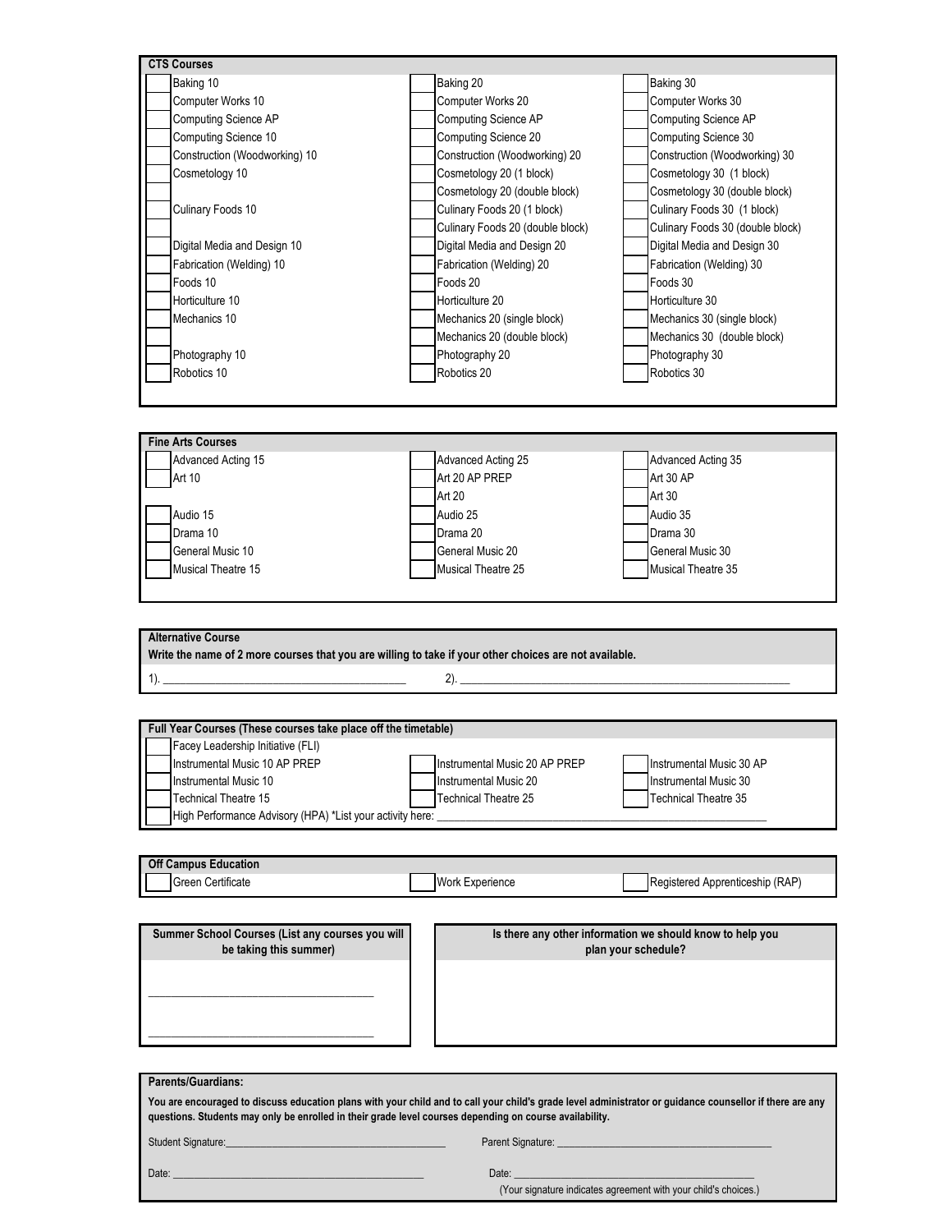## CTS Courses

| | | |
|---|---|---|
| Baking 10 | Baking 20 | Baking 30 |
| Computer Works 10 | Computer Works 20 | Computer Works 30 |
| Computing Science AP | Computing Science AP | Computing Science AP |
| Computing Science 10 | Computing Science 20 | Computing Science 30 |
| Construction (Woodworking) 10 | Construction (Woodworking) 20 | Construction (Woodworking) 30 |
| Cosmetology 10 | Cosmetology 20 (1 block) | Cosmetology 30 (1 block) |
| | Cosmetology 20 (double block) | Cosmetology 30 (double block) |
| Culinary Foods 10 | Culinary Foods 20 (1 block) | Culinary Foods 30 (1 block) |
| | Culinary Foods 20 (double block) | Culinary Foods 30 (double block) |
| Digital Media and Design 10 | Digital Media and Design 20 | Digital Media and Design 30 |
| Fabrication (Welding) 10 | Fabrication (Welding) 20 | Fabrication (Welding) 30 |
| Foods 10 | Foods 20 | Foods 30 |
| Horticulture 10 | Horticulture 20 | Horticulture 30 |
| Mechanics 10 | Mechanics 20 (single block) | Mechanics 30 (single block) |
| | Mechanics 20 (double block) | Mechanics 30 (double block) |
| Photography 10 | Photography 20 | Photography 30 |
| Robotics 10 | Robotics 20 | Robotics 30 |

## Fine Arts Courses

| | | |
|---|---|---|
| Advanced Acting 15 | Advanced Acting 25 | Advanced Acting 35 |
| Art 10 | Art 20 AP PREP | Art 30 AP |
| | Art 20 | Art 30 |
| Audio 15 | Audio 25 | Audio 35 |
| Drama 10 | Drama 20 | Drama 30 |
| General Music 10 | General Music 20 | General Music 30 |
| Musical Theatre 15 | Musical Theatre 25 | Musical Theatre 35 |

## Alternative Course

**Write the name of 2 more courses that you are willing to take if your other choices are not available.**

1). ________________________ 2). ________________________

## Full Year Courses (These courses take place off the timetable)

| | | |
|---|---|---|
| Facey Leadership Initiative (FLI) | | |
| Instrumental Music 10 AP PREP | Instrumental Music 20 AP PREP | Instrumental Music 30 AP |
| Instrumental Music 10 | Instrumental Music 20 | Instrumental Music 30 |
| Technical Theatre 15 | Technical Theatre 25 | Technical Theatre 35 |

High Performance Advisory (HPA) *List your activity here: ________________________

## Off Campus Education

| | | |
|---|---|---|
| Green Certificate | Work Experience | Registered Apprenticeship (RAP) |

## Summer School Courses (List any courses you will be taking this summer)

________________________

________________________

## Is there any other information we should know to help you plan your schedule?

## Parents/Guardians:

**You are encouraged to discuss education plans with your child and to call your child's grade level administrator or guidance counsellor if there are any questions. Students may only be enrolled in their grade level courses depending on course availability.**

Student Signature: ________________________ Parent Signature: ________________________

Date: ________________________ Date: ________________________

(Your signature indicates agreement with your child's choices.)